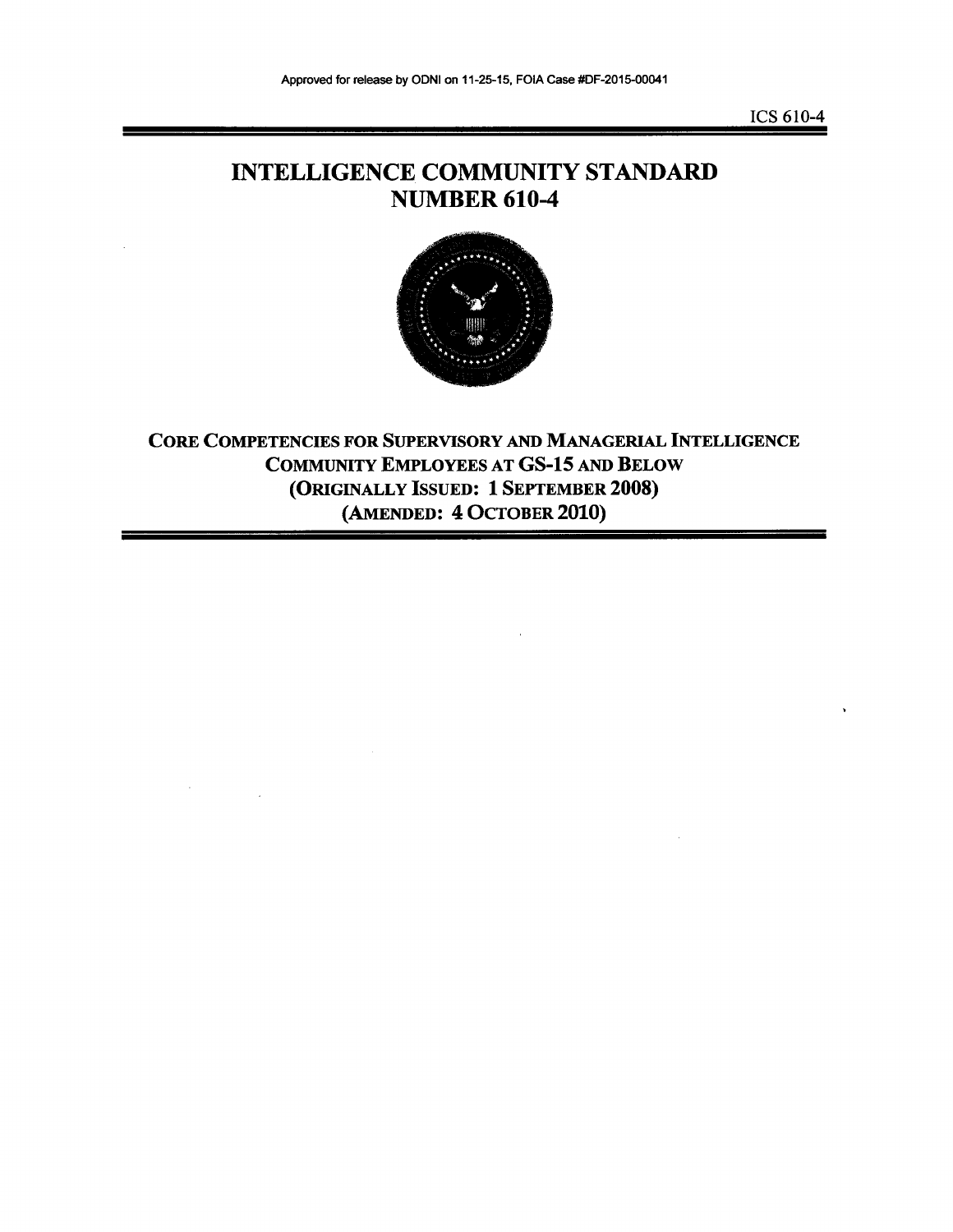Approved for release by ODNI on 11-25-15, FOIA Case #DF-2015-00041

ICS 610-4

# INTELLIGENCE COMMUNITY STANDARD NUMBER 610-4

## CORE COMPETENCIES FOR SUPERVISORY AND MANAGERIAL INTELLIGENCE COMMUNITY EMPLOYEES AT GS-15 AND BELOW

**(ORIGINALLY ISSUED: 1 SEPTEMBER 2008)**

**(AMENDED: 4 OCTOBER 2010)**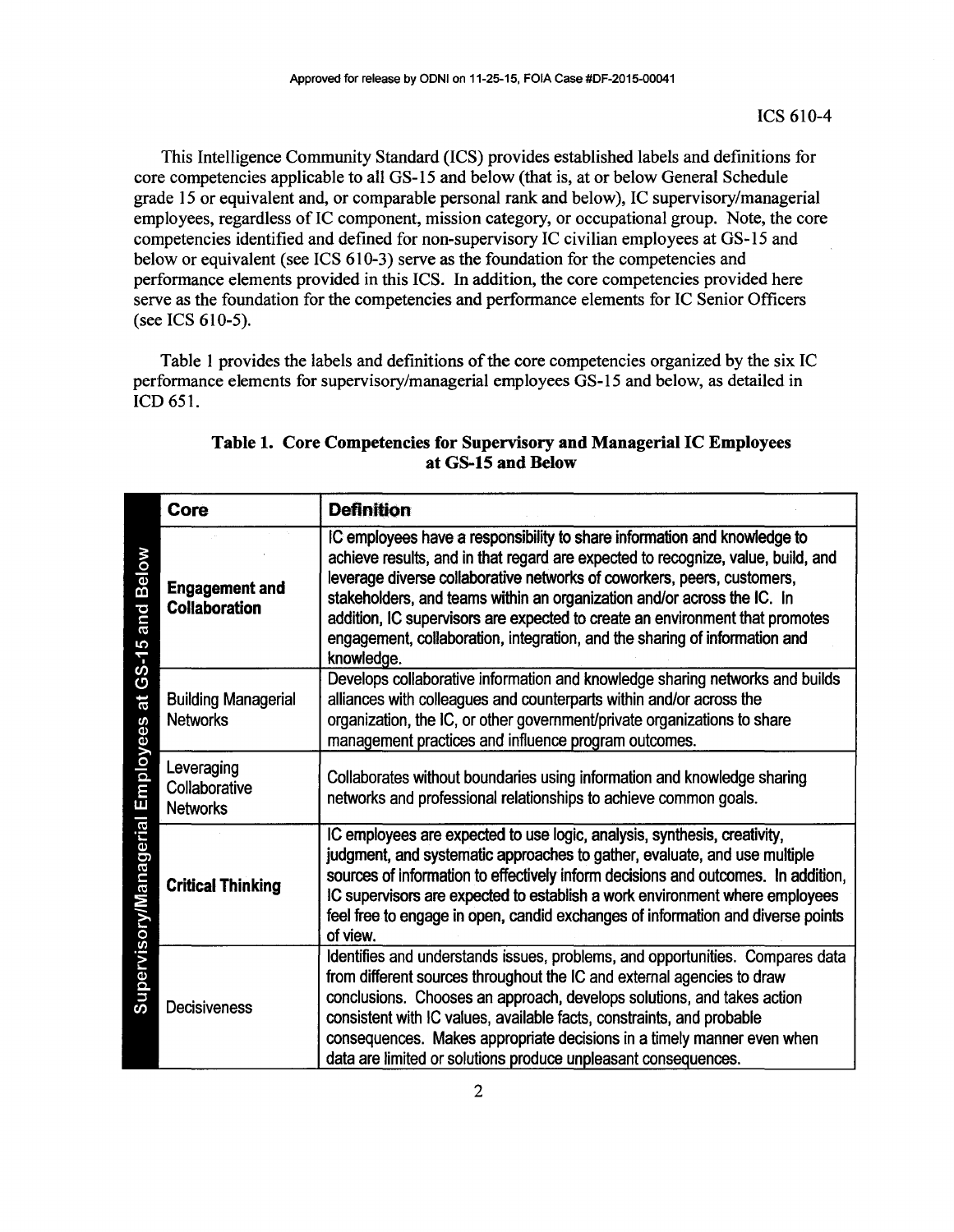This Intelligence Community Standard (ICS) provides established labels and definitions for core competencies applicable to all GS-15 and below (that is, at or below General Schedule grade 15 or equivalent and, or comparable personal rank and below), IC supervisory/managerial employees, regardless of IC component, mission category, or occupational group. Note, the core competencies identified and defined for non-supervisory IC civilian employees at GS-15 and below or equivalent (see ICS 610-3) serve as the foundation for the competencies and performance elements provided in this ICS. In addition, the core competencies provided here serve as the foundation for the competencies and performance elements for IC Senior Officers (see ICS 610-5).

Table 1 provides the labels and definitions of the core competencies organized by the six IC performance elements for supervisory/managerial employees GS-15 and below, as detailed in ICD 651.

**Table 1. Core Competencies for Supervisory and Managerial IC Employees at GS-15 and Below**

| Supervisory/Managerial Employees at GS-15 and Below | Core | Definition |
|---|---|---|
| | **Engagement and Collaboration** | IC employees have a responsibility to share information and knowledge to achieve results, and in that regard are expected to recognize, value, build, and leverage diverse collaborative networks of coworkers, peers, customers, stakeholders, and teams within an organization and/or across the IC. In addition, IC supervisors are expected to create an environment that promotes engagement, collaboration, integration, and the sharing of information and knowledge. |
| | Building Managerial Networks | Develops collaborative information and knowledge sharing networks and builds alliances with colleagues and counterparts within and/or across the organization, the IC, or other government/private organizations to share management practices and influence program outcomes. |
| | Leveraging Collaborative Networks | Collaborates without boundaries using information and knowledge sharing networks and professional relationships to achieve common goals. |
| | **Critical Thinking** | IC employees are expected to use logic, analysis, synthesis, creativity, judgment, and systematic approaches to gather, evaluate, and use multiple sources of information to effectively inform decisions and outcomes. In addition, IC supervisors are expected to establish a work environment where employees feel free to engage in open, candid exchanges of information and diverse points of view. |
| | Decisiveness | Identifies and understands issues, problems, and opportunities. Compares data from different sources throughout the IC and external agencies to draw conclusions. Chooses an approach, develops solutions, and takes action consistent with IC values, available facts, constraints, and probable consequences. Makes appropriate decisions in a timely manner even when data are limited or solutions produce unpleasant consequences. |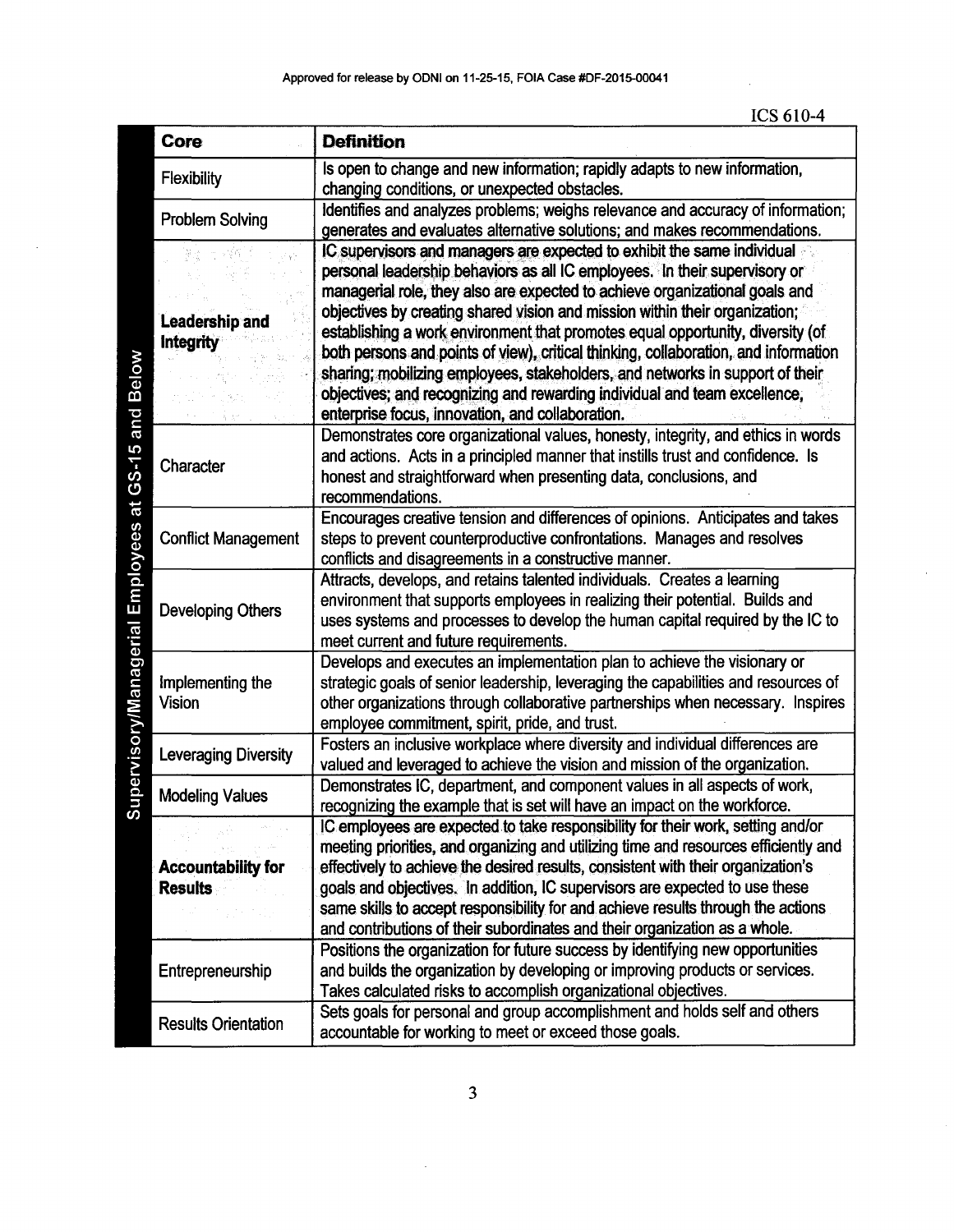Approved for release by ODNI on 11-25-15, FOIA Case #DF-2015-00041

ICS 610-4

**Supervisory/Managerial Employees at GS-15 and Below**

| Core | Definition |
|---|---|
| Flexibility | Is open to change and new information; rapidly adapts to new information, changing conditions, or unexpected obstacles. |
| Problem Solving | Identifies and analyzes problems; weighs relevance and accuracy of information; generates and evaluates alternative solutions; and makes recommendations. |
| **Leadership and Integrity** | IC supervisors and managers are expected to exhibit the same individual personal leadership behaviors as all IC employees. In their supervisory or managerial role, they also are expected to achieve organizational goals and objectives by creating shared vision and mission within their organization; establishing a work environment that promotes equal opportunity, diversity (of both persons and points of view), critical thinking, collaboration, and information sharing; mobilizing employees, stakeholders, and networks in support of their objectives; and recognizing and rewarding individual and team excellence, enterprise focus, innovation, and collaboration. |
| Character | Demonstrates core organizational values, honesty, integrity, and ethics in words and actions. Acts in a principled manner that instills trust and confidence. Is honest and straightforward when presenting data, conclusions, and recommendations. |
| Conflict Management | Encourages creative tension and differences of opinions. Anticipates and takes steps to prevent counterproductive confrontations. Manages and resolves conflicts and disagreements in a constructive manner. |
| Developing Others | Attracts, develops, and retains talented individuals. Creates a learning environment that supports employees in realizing their potential. Builds and uses systems and processes to develop the human capital required by the IC to meet current and future requirements. |
| Implementing the Vision | Develops and executes an implementation plan to achieve the visionary or strategic goals of senior leadership, leveraging the capabilities and resources of other organizations through collaborative partnerships when necessary. Inspires employee commitment, spirit, pride, and trust. |
| Leveraging Diversity | Fosters an inclusive workplace where diversity and individual differences are valued and leveraged to achieve the vision and mission of the organization. |
| Modeling Values | Demonstrates IC, department, and component values in all aspects of work, recognizing the example that is set will have an impact on the workforce. |
| **Accountability for Results** | IC employees are expected to take responsibility for their work, setting and/or meeting priorities, and organizing and utilizing time and resources efficiently and effectively to achieve the desired results, consistent with their organization's goals and objectives. In addition, IC supervisors are expected to use these same skills to accept responsibility for and achieve results through the actions and contributions of their subordinates and their organization as a whole. |
| Entrepreneurship | Positions the organization for future success by identifying new opportunities and builds the organization by developing or improving products or services. Takes calculated risks to accomplish organizational objectives. |
| Results Orientation | Sets goals for personal and group accomplishment and holds self and others accountable for working to meet or exceed those goals. |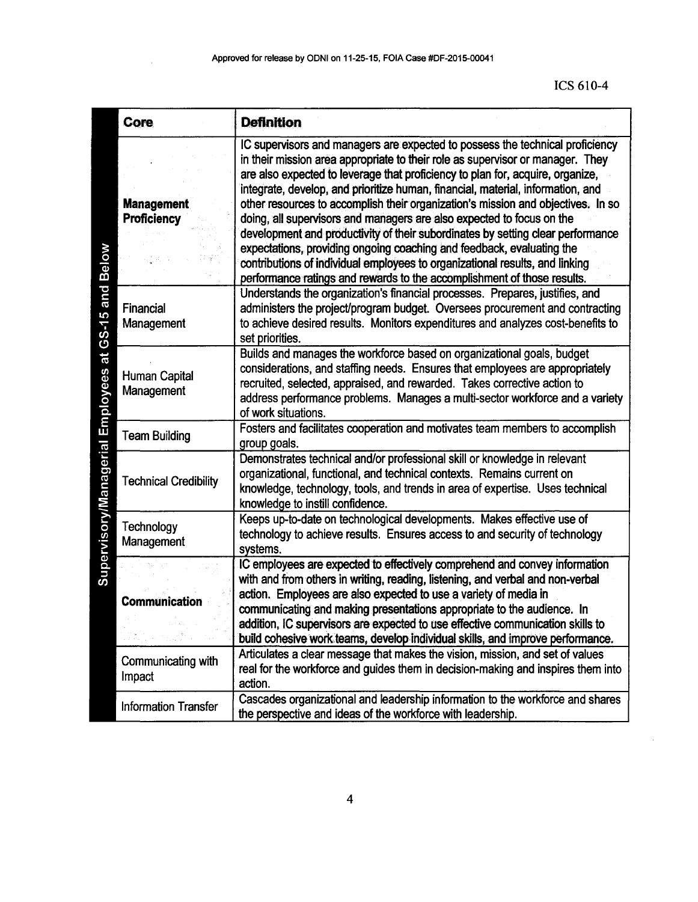Approved for release by ODNI on 11-25-15, FOIA Case #DF-2015-00041

ICS 610-4

| Supervisory/Managerial Employees at GS-15 and Below | Core | Definition |
|---|---|---|
| | **Management Proficiency** | IC supervisors and managers are expected to possess the technical proficiency in their mission area appropriate to their role as supervisor or manager. They are also expected to leverage that proficiency to plan for, acquire, organize, integrate, develop, and prioritize human, financial, material, information, and other resources to accomplish their organization's mission and objectives. In so doing, all supervisors and managers are also expected to focus on the development and productivity of their subordinates by setting clear performance expectations, providing ongoing coaching and feedback, evaluating the contributions of individual employees to organizational results, and linking performance ratings and rewards to the accomplishment of those results. |
| | Financial Management | Understands the organization's financial processes. Prepares, justifies, and administers the project/program budget. Oversees procurement and contracting to achieve desired results. Monitors expenditures and analyzes cost-benefits to set priorities. |
| | Human Capital Management | Builds and manages the workforce based on organizational goals, budget considerations, and staffing needs. Ensures that employees are appropriately recruited, selected, appraised, and rewarded. Takes corrective action to address performance problems. Manages a multi-sector workforce and a variety of work situations. |
| | Team Building | Fosters and facilitates cooperation and motivates team members to accomplish group goals. |
| | Technical Credibility | Demonstrates technical and/or professional skill or knowledge in relevant organizational, functional, and technical contexts. Remains current on knowledge, technology, tools, and trends in area of expertise. Uses technical knowledge to instill confidence. |
| | Technology Management | Keeps up-to-date on technological developments. Makes effective use of technology to achieve results. Ensures access to and security of technology systems. |
| | **Communication** | IC employees are expected to effectively comprehend and convey information with and from others in writing, reading, listening, and verbal and non-verbal action. Employees are also expected to use a variety of media in communicating and making presentations appropriate to the audience. In addition, IC supervisors are expected to use effective communication skills to build cohesive work teams, develop individual skills, and improve performance. |
| | Communicating with Impact | Articulates a clear message that makes the vision, mission, and set of values real for the workforce and guides them in decision-making and inspires them into action. |
| | Information Transfer | Cascades organizational and leadership information to the workforce and shares the perspective and ideas of the workforce with leadership. |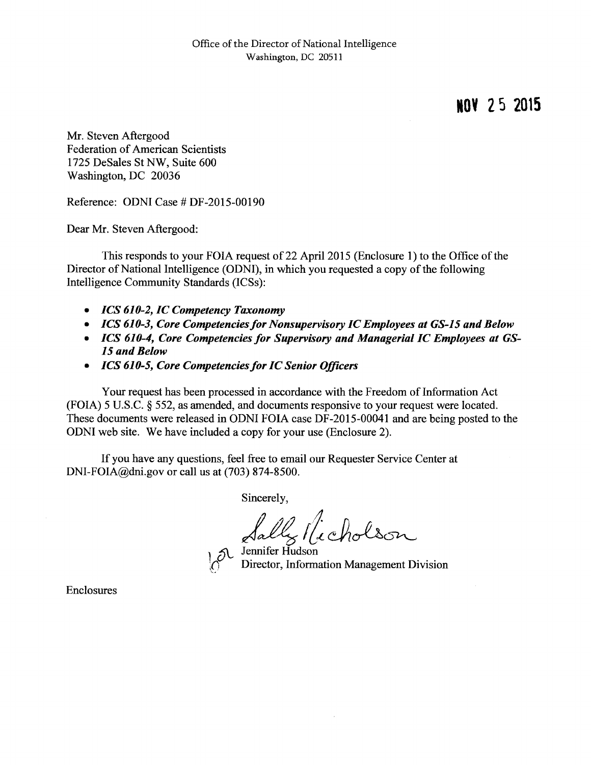Office of the Director of National Intelligence
Washington, DC 20511

**NOV 25 2015**

Mr. Steven Aftergood
Federation of American Scientists
1725 DeSales St NW, Suite 600
Washington, DC 20036

Reference: ODNI Case # DF-2015-00190

Dear Mr. Steven Aftergood:

This responds to your FOIA request of 22 April 2015 (Enclosure 1) to the Office of the Director of National Intelligence (ODNI), in which you requested a copy of the following Intelligence Community Standards (ICSs):

- ***ICS 610-2, IC Competency Taxonomy***
- ***ICS 610-3, Core Competencies for Nonsupervisory IC Employees at GS-15 and Below***
- ***ICS 610-4, Core Competencies for Supervisory and Managerial IC Employees at GS-15 and Below***
- ***ICS 610-5, Core Competencies for IC Senior Officers***

Your request has been processed in accordance with the Freedom of Information Act (FOIA) 5 U.S.C. § 552, as amended, and documents responsive to your request were located. These documents were released in ODNI FOIA case DF-2015-00041 and are being posted to the ODNI web site. We have included a copy for your use (Enclosure 2).

If you have any questions, feel free to email our Requester Service Center at DNI-FOIA@dni.gov or call us at (703) 874-8500.

Sincerely,

Sally Nicholson

for Jennifer Hudson
Director, Information Management Division

Enclosures